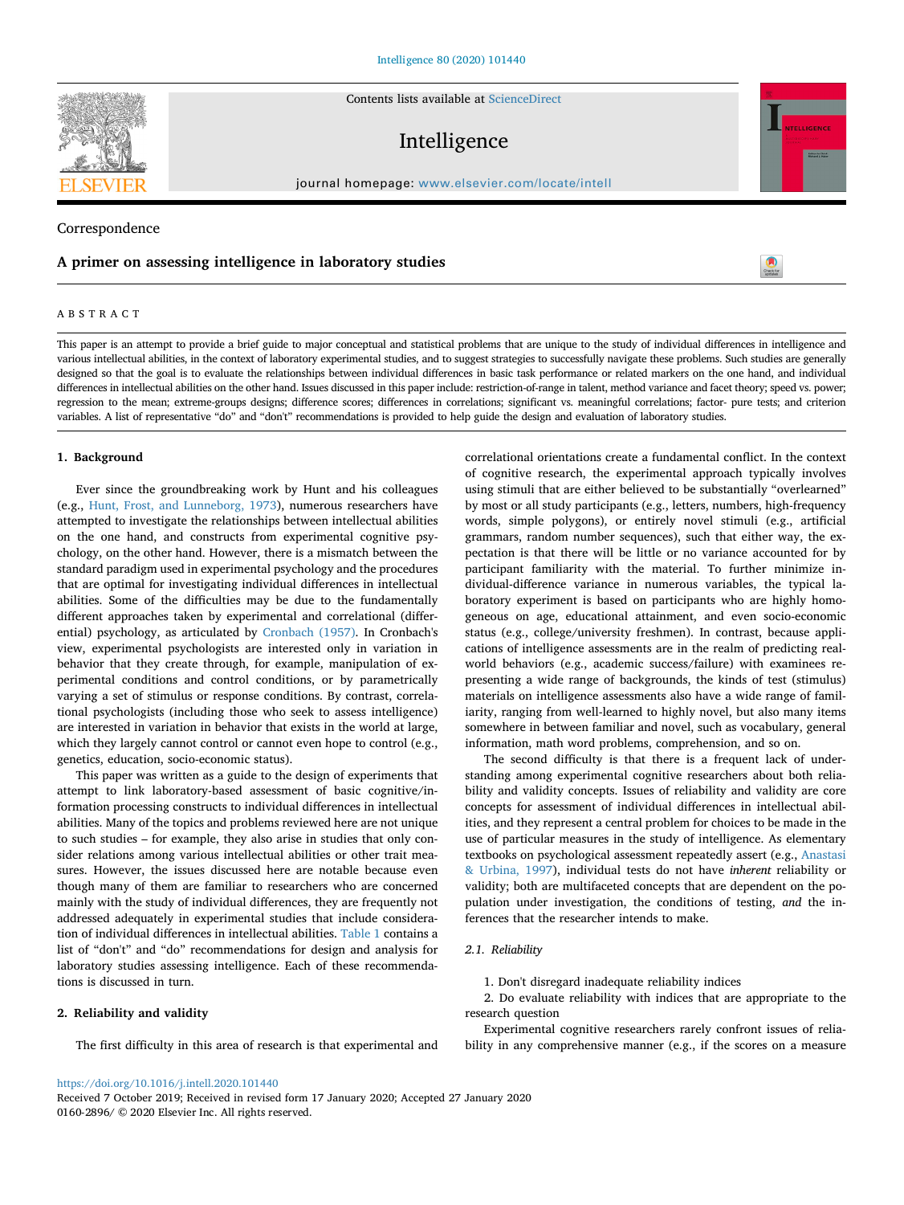Correspondence

# A primer on assessing intelligence in laboratory studies

## ABSTRACT

This paper is an attempt to provide a brief guide to major conceptual and statistical problems that are unique to the study of individual differences in intelligence and various intellectual abilities, in the context of laboratory experimental studies, and to suggest strategies to successfully navigate these problems. Such studies are generally designed so that the goal is to evaluate the relationships between individual differences in basic task performance or related markers on the one hand, and individual differences in intellectual abilities on the other hand. Issues discussed in this paper include: restriction-of-range in talent, method variance and facet theory; speed vs. power; regression to the mean; extreme-groups designs; difference scores; differences in correlations; significant vs. meaningful correlations; factor- pure tests; and criterion variables. A list of representative "do" and "don't" recommendations is provided to help guide the design and evaluation of laboratory studies.

## 1. Background

Ever since the groundbreaking work by Hunt and his colleagues (e.g., Hunt, Frost, and Lunneborg, 1973), numerous researchers have attempted to investigate the relationships between intellectual abilities on the one hand, and constructs from experimental cognitive psychology, on the other hand. However, there is a mismatch between the standard paradigm used in experimental psychology and the procedures that are optimal for investigating individual differences in intellectual abilities. Some of the difficulties may be due to the fundamentally different approaches taken by experimental and correlational (differential) psychology, as articulated by Cronbach (1957). In Cronbach's view, experimental psychologists are interested only in variation in behavior that they create through, for example, manipulation of experimental conditions and control conditions, or by parametrically varying a set of stimulus or response conditions. By contrast, correlational psychologists (including those who seek to assess intelligence) are interested in variation in behavior that exists in the world at large, which they largely cannot control or cannot even hope to control (e.g., genetics, education, socio-economic status).

This paper was written as a guide to the design of experiments that attempt to link laboratory-based assessment of basic cognitive/information processing constructs to individual differences in intellectual abilities. Many of the topics and problems reviewed here are not unique to such studies – for example, they also arise in studies that only consider relations among various intellectual abilities or other trait measures. However, the issues discussed here are notable because even though many of them are familiar to researchers who are concerned mainly with the study of individual differences, they are frequently not addressed adequately in experimental studies that include consideration of individual differences in intellectual abilities. Table 1 contains a list of "don't" and "do" recommendations for design and analysis for laboratory studies assessing intelligence. Each of these recommendations is discussed in turn.

## 2. Reliability and validity

The first difficulty in this area of research is that experimental and correlational orientations create a fundamental conflict. In the context of cognitive research, the experimental approach typically involves using stimuli that are either believed to be substantially "overlearned" by most or all study participants (e.g., letters, numbers, high-frequency words, simple polygons), or entirely novel stimuli (e.g., artificial grammars, random number sequences), such that either way, the expectation is that there will be little or no variance accounted for by participant familiarity with the material. To further minimize individual-difference variance in numerous variables, the typical laboratory experiment is based on participants who are highly homogeneous on age, educational attainment, and even socio-economic status (e.g., college/university freshmen). In contrast, because applications of intelligence assessments are in the realm of predicting real-world behaviors (e.g., academic success/failure) with examinees representing a wide range of backgrounds, the kinds of test (stimulus) materials on intelligence assessments also have a wide range of familiarity, ranging from well-learned to highly novel, but also many items somewhere in between familiar and novel, such as vocabulary, general information, math word problems, comprehension, and so on.

The second difficulty is that there is a frequent lack of understanding among experimental cognitive researchers about both reliability and validity concepts. Issues of reliability and validity are core concepts for assessment of individual differences in intellectual abilities, and they represent a central problem for choices to be made in the use of particular measures in the study of intelligence. As elementary textbooks on psychological assessment repeatedly assert (e.g., Anastasi & Urbina, 1997), individual tests do not have *inherent* reliability or validity; both are multifaceted concepts that are dependent on the population under investigation, the conditions of testing, *and* the inferences that the researcher intends to make.

### 2.1. Reliability

1. Don't disregard inadequate reliability indices
2. Do evaluate reliability with indices that are appropriate to the research question

Experimental cognitive researchers rarely confront issues of reliability in any comprehensive manner (e.g., if the scores on a measure

https://doi.org/10.1016/j.intell.2020.101440
Received 7 October 2019; Received in revised form 17 January 2020; Accepted 27 January 2020
0160-2896/ © 2020 Elsevier Inc. All rights reserved.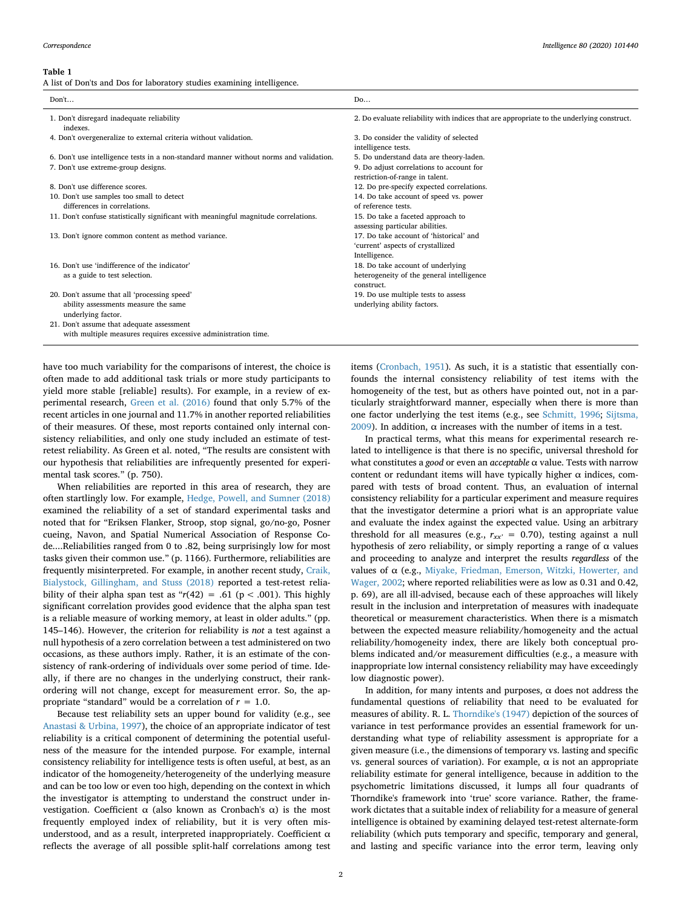**Table 1**
A list of Don'ts and Dos for laboratory studies examining intelligence.

| Don't… | Do… |
|---|---|
| 1. Don't disregard inadequate reliability indexes. | 2. Do evaluate reliability with indices that are appropriate to the underlying construct. |
| 4. Don't overgeneralize to external criteria without validation. | 3. Do consider the validity of selected intelligence tests. |
| 6. Don't use intelligence tests in a non-standard manner without norms and validation. | 5. Do understand data are theory-laden. |
| 7. Don't use extreme-group designs. | 9. Do adjust correlations to account for restriction-of-range in talent. |
| 8. Don't use difference scores. | 12. Do pre-specify expected correlations. |
| 10. Don't use samples too small to detect differences in correlations. | 14. Do take account of speed vs. power of reference tests. |
| 11. Don't confuse statistically significant with meaningful magnitude correlations. | 15. Do take a faceted approach to assessing particular abilities. |
| 13. Don't ignore common content as method variance. | 17. Do take account of 'historical' and 'current' aspects of crystallized Intelligence. |
| 16. Don't use 'indifference of the indicator' as a guide to test selection. | 18. Do take account of underlying heterogeneity of the general intelligence construct. |
| 20. Don't assume that all 'processing speed' ability assessments measure the same underlying factor. | 19. Do use multiple tests to assess underlying ability factors. |
| 21. Don't assume that adequate assessment with multiple measures requires excessive administration time. | |

have too much variability for the comparisons of interest, the choice is often made to add additional task trials or more study participants to yield more stable [reliable] results). For example, in a review of experimental research, Green et al. (2016) found that only 5.7% of the recent articles in one journal and 11.7% in another reported reliabilities of their measures. Of these, most reports contained only internal consistency reliabilities, and only one study included an estimate of test-retest reliability. As Green et al. noted, "The results are consistent with our hypothesis that reliabilities are infrequently presented for experimental task scores." (p. 750).

When reliabilities are reported in this area of research, they are often startlingly low. For example, Hedge, Powell, and Sumner (2018) examined the reliability of a set of standard experimental tasks and noted that for "Eriksen Flanker, Stroop, stop signal, go/no-go, Posner cueing, Navon, and Spatial Numerical Association of Response Code....Reliabilities ranged from 0 to .82, being surprisingly low for most tasks given their common use." (p. 1166). Furthermore, reliabilities are frequently misinterpreted. For example, in another recent study, Craik, Bialystock, Gillingham, and Stuss (2018) reported a test-retest reliability of their alpha span test as "$r(42) = .61$ ($p < .001$). This highly significant correlation provides good evidence that the alpha span test is a reliable measure of working memory, at least in older adults." (pp. 145–146). However, the criterion for reliability is *not* a test against a null hypothesis of a zero correlation between a test administered on two occasions, as these authors imply. Rather, it is an estimate of the consistency of rank-ordering of individuals over some period of time. Ideally, if there are no changes in the underlying construct, their rank-ordering will not change, except for measurement error. So, the appropriate "standard" would be a correlation of $r = 1.0$.

Because test reliability sets an upper bound for validity (e.g., see Anastasi & Urbina, 1997), the choice of an appropriate indicator of test reliability is a critical component of determining the potential usefulness of the measure for the intended purpose. For example, internal consistency reliability for intelligence tests is often useful, at best, as an indicator of the homogeneity/heterogeneity of the underlying measure and can be too low or even too high, depending on the context in which the investigator is attempting to understand the construct under investigation. Coefficient α (also known as Cronbach's α) is the most frequently employed index of reliability, but it is very often misunderstood, and as a result, interpreted inappropriately. Coefficient α reflects the average of all possible split-half correlations among test items (Cronbach, 1951). As such, it is a statistic that essentially confounds the internal consistency reliability of test items with the homogeneity of the test, but as others have pointed out, not in a particularly straightforward manner, especially when there is more than one factor underlying the test items (e.g., see Schmitt, 1996; Sijtsma, 2009). In addition, α increases with the number of items in a test.

In practical terms, what this means for experimental research related to intelligence is that there is no specific, universal threshold for what constitutes a *good* or even an *acceptable* α value. Tests with narrow content or redundant items will have typically higher α indices, compared with tests of broad content. Thus, an evaluation of internal consistency reliability for a particular experiment and measure requires that the investigator determine a priori what is an appropriate value and evaluate the index against the expected value. Using an arbitrary threshold for all measures (e.g., $r_{xx'} = 0.70$), testing against a null hypothesis of zero reliability, or simply reporting a range of α values and proceeding to analyze and interpret the results *regardless* of the values of α (e.g., Miyake, Friedman, Emerson, Witzki, Howerter, and Wager, 2002; where reported reliabilities were as low as 0.31 and 0.42, p. 69), are all ill-advised, because each of these approaches will likely result in the inclusion and interpretation of measures with inadequate theoretical or measurement characteristics. When there is a mismatch between the expected measure reliability/homogeneity and the actual reliability/homogeneity index, there are likely both conceptual problems indicated and/or measurement difficulties (e.g., a measure with inappropriate low internal consistency reliability may have exceedingly low diagnostic power).

In addition, for many intents and purposes, α does not address the fundamental questions of reliability that need to be evaluated for measures of ability. R. L. Thorndike's (1947) depiction of the sources of variance in test performance provides an essential framework for understanding what type of reliability assessment is appropriate for a given measure (i.e., the dimensions of temporary vs. lasting and specific vs. general sources of variation). For example, α is not an appropriate reliability estimate for general intelligence, because in addition to the psychometric limitations discussed, it lumps all four quadrants of Thorndike's framework into 'true' score variance. Rather, the framework dictates that a suitable index of reliability for a measure of general intelligence is obtained by examining delayed test-retest alternate-form reliability (which puts temporary and specific, temporary and general, and lasting and specific variance into the error term, leaving only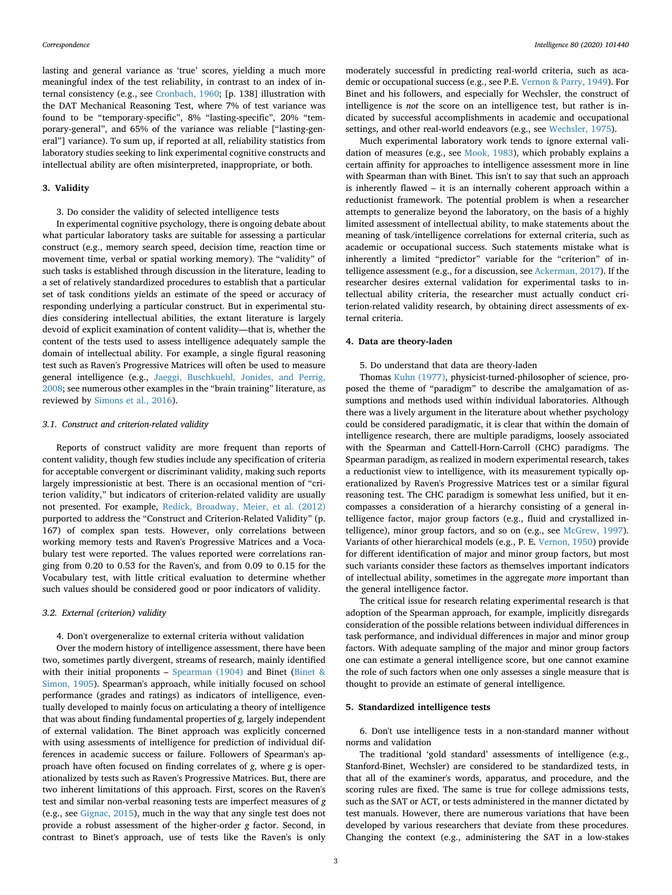lasting and general variance as 'true' scores, yielding a much more meaningful index of the test reliability, in contrast to an index of internal consistency (e.g., see Cronbach, 1960; [p. 138] illustration with the DAT Mechanical Reasoning Test, where 7% of test variance was found to be "temporary-specific", 8% "lasting-specific", 20% "temporary-general", and 65% of the variance was reliable ["lasting-general"] variance). To sum up, if reported at all, reliability statistics from laboratory studies seeking to link experimental cognitive constructs and intellectual ability are often misinterpreted, inappropriate, or both.

## 3. Validity

3. Do consider the validity of selected intelligence tests

In experimental cognitive psychology, there is ongoing debate about what particular laboratory tasks are suitable for assessing a particular construct (e.g., memory search speed, decision time, reaction time or movement time, verbal or spatial working memory). The "validity" of such tasks is established through discussion in the literature, leading to a set of relatively standardized procedures to establish that a particular set of task conditions yields an estimate of the speed or accuracy of responding underlying a particular construct. But in experimental studies considering intellectual abilities, the extant literature is largely devoid of explicit examination of content validity—that is, whether the content of the tests used to assess intelligence adequately sample the domain of intellectual ability. For example, a single figural reasoning test such as Raven's Progressive Matrices will often be used to measure general intelligence (e.g., Jaeggi, Buschkuehl, Jonides, and Perrig, 2008; see numerous other examples in the "brain training" literature, as reviewed by Simons et al., 2016).

### 3.1. Construct and criterion-related validity

Reports of construct validity are more frequent than reports of content validity, though few studies include any specification of criteria for acceptable convergent or discriminant validity, making such reports largely impressionistic at best. There is an occasional mention of "criterion validity," but indicators of criterion-related validity are usually not presented. For example, Redick, Broadway, Meier, et al. (2012) purported to address the "Construct and Criterion-Related Validity" (p. 167) of complex span tests. However, only correlations between working memory tests and Raven's Progressive Matrices and a Vocabulary test were reported. The values reported were correlations ranging from 0.20 to 0.53 for the Raven's, and from 0.09 to 0.15 for the Vocabulary test, with little critical evaluation to determine whether such values should be considered good or poor indicators of validity.

### 3.2. External (criterion) validity

4. Don't overgeneralize to external criteria without validation

Over the modern history of intelligence assessment, there have been two, sometimes partly divergent, streams of research, mainly identified with their initial proponents – Spearman (1904) and Binet (Binet & Simon, 1905). Spearman's approach, while initially focused on school performance (grades and ratings) as indicators of intelligence, eventually developed to mainly focus on articulating a theory of intelligence that was about finding fundamental properties of *g*, largely independent of external validation. The Binet approach was explicitly concerned with using assessments of intelligence for prediction of individual differences in academic success or failure. Followers of Spearman's approach have often focused on finding correlates of *g*, where *g* is operationalized by tests such as Raven's Progressive Matrices. But, there are two inherent limitations of this approach. First, scores on the Raven's test and similar non-verbal reasoning tests are imperfect measures of *g* (e.g., see Gignac, 2015), much in the way that any single test does not provide a robust assessment of the higher-order *g* factor. Second, in contrast to Binet's approach, use of tests like the Raven's is only moderately successful in predicting real-world criteria, such as academic or occupational success (e.g., see P.E. Vernon & Parry, 1949). For Binet and his followers, and especially for Wechsler, the construct of intelligence is *not* the score on an intelligence test, but rather is indicated by successful accomplishments in academic and occupational settings, and other real-world endeavors (e.g., see Wechsler, 1975).

Much experimental laboratory work tends to ignore external validation of measures (e.g., see Mook, 1983), which probably explains a certain affinity for approaches to intelligence assessment more in line with Spearman than with Binet. This isn't to say that such an approach is inherently flawed – it is an internally coherent approach within a reductionist framework. The potential problem is when a researcher attempts to generalize beyond the laboratory, on the basis of a highly limited assessment of intellectual ability, to make statements about the meaning of task/intelligence correlations for external criteria, such as academic or occupational success. Such statements mistake what is inherently a limited "predictor" variable for the "criterion" of intelligence assessment (e.g., for a discussion, see Ackerman, 2017). If the researcher desires external validation for experimental tasks to intellectual ability criteria, the researcher must actually conduct criterion-related validity research, by obtaining direct assessments of external criteria.

## 4. Data are theory-laden

5. Do understand that data are theory-laden

Thomas Kuhn (1977), physicist-turned-philosopher of science, proposed the theme of "paradigm" to describe the amalgamation of assumptions and methods used within individual laboratories. Although there was a lively argument in the literature about whether psychology could be considered paradigmatic, it is clear that within the domain of intelligence research, there are multiple paradigms, loosely associated with the Spearman and Cattell-Horn-Carroll (CHC) paradigms. The Spearman paradigm, as realized in modern experimental research, takes a reductionist view to intelligence, with its measurement typically operationalized by Raven's Progressive Matrices test or a similar figural reasoning test. The CHC paradigm is somewhat less unified, but it encompasses a consideration of a hierarchy consisting of a general intelligence factor, major group factors (e.g., fluid and crystallized intelligence), minor group factors, and so on (e.g., see McGrew, 1997). Variants of other hierarchical models (e.g., P. E. Vernon, 1950) provide for different identification of major and minor group factors, but most such variants consider these factors as themselves important indicators of intellectual ability, sometimes in the aggregate *more* important than the general intelligence factor.

The critical issue for research relating experimental research is that adoption of the Spearman approach, for example, implicitly disregards consideration of the possible relations between individual differences in task performance, and individual differences in major and minor group factors. With adequate sampling of the major and minor group factors one can estimate a general intelligence score, but one cannot examine the role of such factors when one only assesses a single measure that is thought to provide an estimate of general intelligence.

## 5. Standardized intelligence tests

6. Don't use intelligence tests in a non-standard manner without norms and validation

The traditional 'gold standard' assessments of intelligence (e.g., Stanford-Binet, Wechsler) are considered to be standardized tests, in that all of the examiner's words, apparatus, and procedure, and the scoring rules are fixed. The same is true for college admissions tests, such as the SAT or ACT, or tests administered in the manner dictated by test manuals. However, there are numerous variations that have been developed by various researchers that deviate from these procedures. Changing the context (e.g., administering the SAT in a low-stakes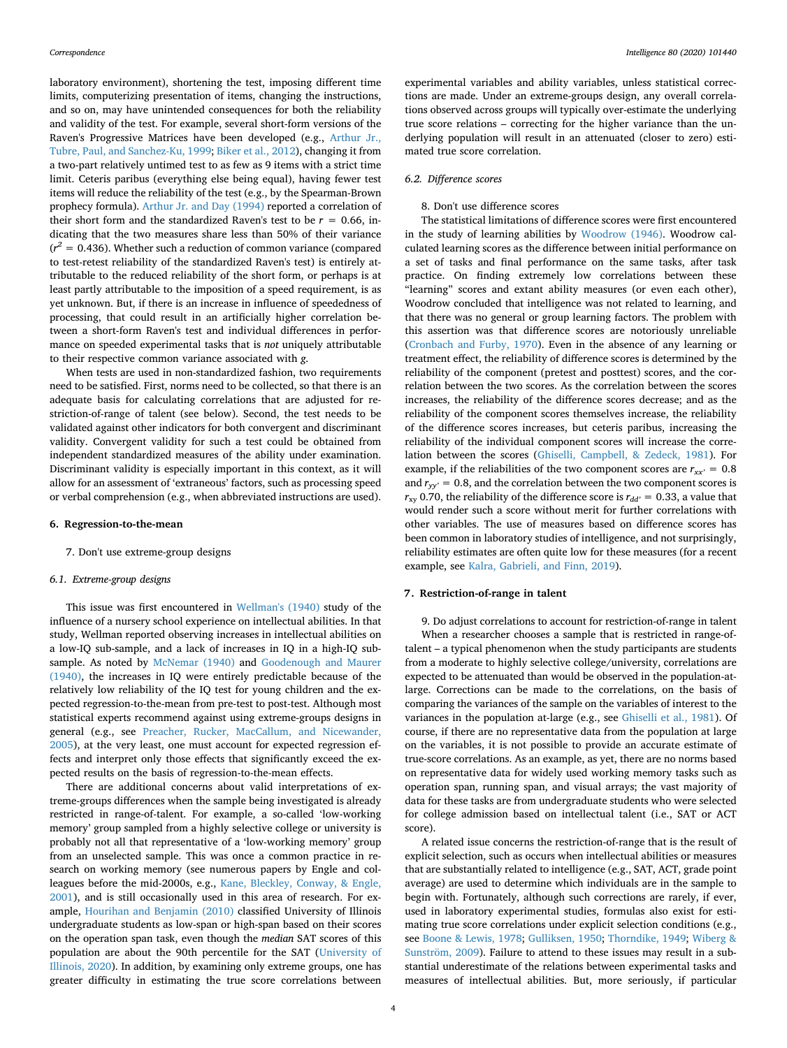laboratory environment), shortening the test, imposing different time limits, computerizing presentation of items, changing the instructions, and so on, may have unintended consequences for both the reliability and validity of the test. For example, several short-form versions of the Raven's Progressive Matrices have been developed (e.g., Arthur Jr., Tubre, Paul, and Sanchez-Ku, 1999; Biker et al., 2012), changing it from a two-part relatively untimed test to as few as 9 items with a strict time limit. Ceteris paribus (everything else being equal), having fewer test items will reduce the reliability of the test (e.g., by the Spearman-Brown prophecy formula). Arthur Jr. and Day (1994) reported a correlation of their short form and the standardized Raven's test to be $r = 0.66$, indicating that the two measures share less than 50% of their variance ($r^2 = 0.436$). Whether such a reduction of common variance (compared to test-retest reliability of the standardized Raven's test) is entirely attributable to the reduced reliability of the short form, or perhaps is at least partly attributable to the imposition of a speed requirement, is as yet unknown. But, if there is an increase in influence of speededness of processing, that could result in an artificially higher correlation between a short-form Raven's test and individual differences in performance on speeded experimental tasks that is *not* uniquely attributable to their respective common variance associated with *g*.

When tests are used in non-standardized fashion, two requirements need to be satisfied. First, norms need to be collected, so that there is an adequate basis for calculating correlations that are adjusted for restriction-of-range of talent (see below). Second, the test needs to be validated against other indicators for both convergent and discriminant validity. Convergent validity for such a test could be obtained from independent standardized measures of the ability under examination. Discriminant validity is especially important in this context, as it will allow for an assessment of 'extraneous' factors, such as processing speed or verbal comprehension (e.g., when abbreviated instructions are used).

## 6. Regression-to-the-mean

7. Don't use extreme-group designs

### 6.1. Extreme-group designs

This issue was first encountered in Wellman's (1940) study of the influence of a nursery school experience on intellectual abilities. In that study, Wellman reported observing increases in intellectual abilities on a low-IQ sub-sample, and a lack of increases in IQ in a high-IQ sub-sample. As noted by McNemar (1940) and Goodenough and Maurer (1940), the increases in IQ were entirely predictable because of the relatively low reliability of the IQ test for young children and the expected regression-to-the-mean from pre-test to post-test. Although most statistical experts recommend against using extreme-groups designs in general (e.g., see Preacher, Rucker, MacCallum, and Nicewander, 2005), at the very least, one must account for expected regression effects and interpret only those effects that significantly exceed the expected results on the basis of regression-to-the-mean effects.

There are additional concerns about valid interpretations of extreme-groups differences when the sample being investigated is already restricted in range-of-talent. For example, a so-called 'low-working memory' group sampled from a highly selective college or university is probably not all that representative of a 'low-working memory' group from an unselected sample. This was once a common practice in research on working memory (see numerous papers by Engle and colleagues before the mid-2000s, e.g., Kane, Bleckley, Conway, & Engle, 2001), and is still occasionally used in this area of research. For example, Hourihan and Benjamin (2010) classified University of Illinois undergraduate students as low-span or high-span based on their scores on the operation span task, even though the *median* SAT scores of this population are about the 90th percentile for the SAT (University of Illinois, 2020). In addition, by examining only extreme groups, one has greater difficulty in estimating the true score correlations between experimental variables and ability variables, unless statistical corrections are made. Under an extreme-groups design, any overall correlations observed across groups will typically over-estimate the underlying true score relations – correcting for the higher variance than the underlying population will result in an attenuated (closer to zero) estimated true score correlation.

### 6.2. Difference scores

8. Don't use difference scores

The statistical limitations of difference scores were first encountered in the study of learning abilities by Woodrow (1946). Woodrow calculated learning scores as the difference between initial performance on a set of tasks and final performance on the same tasks, after task practice. On finding extremely low correlations between these "learning" scores and extant ability measures (or even each other), Woodrow concluded that intelligence was not related to learning, and that there was no general or group learning factors. The problem with this assertion was that difference scores are notoriously unreliable (Cronbach and Furby, 1970). Even in the absence of any learning or treatment effect, the reliability of difference scores is determined by the reliability of the component (pretest and posttest) scores, and the correlation between the two scores. As the correlation between the scores increases, the reliability of the difference scores decrease; and as the reliability of the component scores themselves increase, the reliability of the difference scores increases, but ceteris paribus, increasing the reliability of the individual component scores will increase the correlation between the scores (Ghiselli, Campbell, & Zedeck, 1981). For example, if the reliabilities of the two component scores are $r_{xx'} = 0.8$ and $r_{yy'} = 0.8$, and the correlation between the two component scores is $r_{xy}$ 0.70, the reliability of the difference score is $r_{dd'} = 0.33$, a value that would render such a score without merit for further correlations with other variables. The use of measures based on difference scores has been common in laboratory studies of intelligence, and not surprisingly, reliability estimates are often quite low for these measures (for a recent example, see Kalra, Gabrieli, and Finn, 2019).

## 7. Restriction-of-range in talent

9. Do adjust correlations to account for restriction-of-range in talent

When a researcher chooses a sample that is restricted in range-of-talent – a typical phenomenon when the study participants are students from a moderate to highly selective college/university, correlations are expected to be attenuated than would be observed in the population-at-large. Corrections can be made to the correlations, on the basis of comparing the variances of the sample on the variables of interest to the variances in the population at-large (e.g., see Ghiselli et al., 1981). Of course, if there are no representative data from the population at large on the variables, it is not possible to provide an accurate estimate of true-score correlations. As an example, as yet, there are no norms based on representative data for widely used working memory tasks such as operation span, running span, and visual arrays; the vast majority of data for these tasks are from undergraduate students who were selected for college admission based on intellectual talent (i.e., SAT or ACT score).

A related issue concerns the restriction-of-range that is the result of explicit selection, such as occurs when intellectual abilities or measures that are substantially related to intelligence (e.g., SAT, ACT, grade point average) are used to determine which individuals are in the sample to begin with. Fortunately, although such corrections are rarely, if ever, used in laboratory experimental studies, formulas also exist for estimating true score correlations under explicit selection conditions (e.g., see Boone & Lewis, 1978; Gulliksen, 1950; Thorndike, 1949; Wiberg & Sunström, 2009). Failure to attend to these issues may result in a substantial underestimate of the relations between experimental tasks and measures of intellectual abilities. But, more seriously, if particular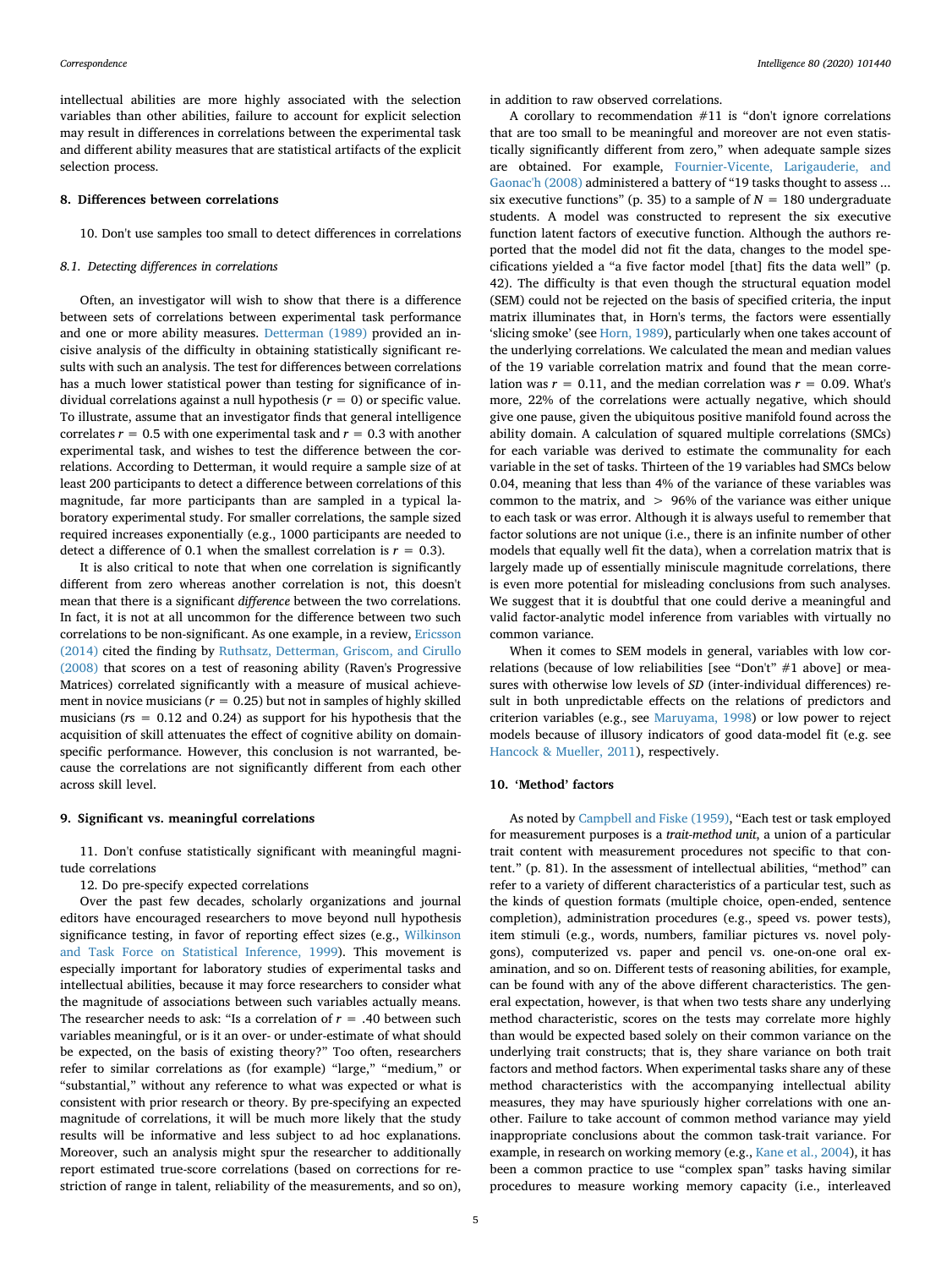intellectual abilities are more highly associated with the selection variables than other abilities, failure to account for explicit selection may result in differences in correlations between the experimental task and different ability measures that are statistical artifacts of the explicit selection process.

## 8. Differences between correlations

10. Don't use samples too small to detect differences in correlations

### 8.1. Detecting differences in correlations

Often, an investigator will wish to show that there is a difference between sets of correlations between experimental task performance and one or more ability measures. Detterman (1989) provided an incisive analysis of the difficulty in obtaining statistically significant results with such an analysis. The test for differences between correlations has a much lower statistical power than testing for significance of individual correlations against a null hypothesis ($r = 0$) or specific value. To illustrate, assume that an investigator finds that general intelligence correlates $r = 0.5$ with one experimental task and $r = 0.3$ with another experimental task, and wishes to test the difference between the correlations. According to Detterman, it would require a sample size of at least 200 participants to detect a difference between correlations of this magnitude, far more participants than are sampled in a typical laboratory experimental study. For smaller correlations, the sample sized required increases exponentially (e.g., 1000 participants are needed to detect a difference of 0.1 when the smallest correlation is $r = 0.3$).

It is also critical to note that when one correlation is significantly different from zero whereas another correlation is not, this doesn't mean that there is a significant *difference* between the two correlations. In fact, it is not at all uncommon for the difference between two such correlations to be non-significant. As one example, in a review, Ericsson (2014) cited the finding by Ruthsatz, Detterman, Griscom, and Cirullo (2008) that scores on a test of reasoning ability (Raven's Progressive Matrices) correlated significantly with a measure of musical achievement in novice musicians ($r = 0.25$) but not in samples of highly skilled musicians ($rs = 0.12$ and 0.24) as support for his hypothesis that the acquisition of skill attenuates the effect of cognitive ability on domain-specific performance. However, this conclusion is not warranted, because the correlations are not significantly different from each other across skill level.

## 9. Significant vs. meaningful correlations

11. Don't confuse statistically significant with meaningful magnitude correlations

12. Do pre-specify expected correlations

Over the past few decades, scholarly organizations and journal editors have encouraged researchers to move beyond null hypothesis significance testing, in favor of reporting effect sizes (e.g., Wilkinson and Task Force on Statistical Inference, 1999). This movement is especially important for laboratory studies of experimental tasks and intellectual abilities, because it may force researchers to consider what the magnitude of associations between such variables actually means. The researcher needs to ask: "Is a correlation of $r = .40$ between such variables meaningful, or is it an over- or under-estimate of what should be expected, on the basis of existing theory?" Too often, researchers refer to similar correlations as (for example) "large," "medium," or "substantial," without any reference to what was expected or what is consistent with prior research or theory. By pre-specifying an expected magnitude of correlations, it will be much more likely that the study results will be informative and less subject to ad hoc explanations. Moreover, such an analysis might spur the researcher to additionally report estimated true-score correlations (based on corrections for restriction of range in talent, reliability of the measurements, and so on), in addition to raw observed correlations.

A corollary to recommendation #11 is "don't ignore correlations that are too small to be meaningful and moreover are not even statistically significantly different from zero," when adequate sample sizes are obtained. For example, Fournier-Vicente, Larigauderie, and Gaonac'h (2008) administered a battery of "19 tasks thought to assess ... six executive functions" (p. 35) to a sample of $N = 180$ undergraduate students. A model was constructed to represent the six executive function latent factors of executive function. Although the authors reported that the model did not fit the data, changes to the model specifications yielded a "a five factor model [that] fits the data well" (p. 42). The difficulty is that even though the structural equation model (SEM) could not be rejected on the basis of specified criteria, the input matrix illuminates that, in Horn's terms, the factors were essentially 'slicing smoke' (see Horn, 1989), particularly when one takes account of the underlying correlations. We calculated the mean and median values of the 19 variable correlation matrix and found that the mean correlation was $r = 0.11$, and the median correlation was $r = 0.09$. What's more, 22% of the correlations were actually negative, which should give one pause, given the ubiquitous positive manifold found across the ability domain. A calculation of squared multiple correlations (SMCs) for each variable was derived to estimate the communality for each variable in the set of tasks. Thirteen of the 19 variables had SMCs below 0.04, meaning that less than 4% of the variance of these variables was common to the matrix, and $>$ 96% of the variance was either unique to each task or was error. Although it is always useful to remember that factor solutions are not unique (i.e., there is an infinite number of other models that equally well fit the data), when a correlation matrix that is largely made up of essentially miniscule magnitude correlations, there is even more potential for misleading conclusions from such analyses. We suggest that it is doubtful that one could derive a meaningful and valid factor-analytic model inference from variables with virtually no common variance.

When it comes to SEM models in general, variables with low correlations (because of low reliabilities [see "Don't" #1 above] or measures with otherwise low levels of *SD* (inter-individual differences) result in both unpredictable effects on the relations of predictors and criterion variables (e.g., see Maruyama, 1998) or low power to reject models because of illusory indicators of good data-model fit (e.g. see Hancock & Mueller, 2011), respectively.

## 10. 'Method' factors

As noted by Campbell and Fiske (1959), "Each test or task employed for measurement purposes is a *trait-method unit*, a union of a particular trait content with measurement procedures not specific to that content." (p. 81). In the assessment of intellectual abilities, "method" can refer to a variety of different characteristics of a particular test, such as the kinds of question formats (multiple choice, open-ended, sentence completion), administration procedures (e.g., speed vs. power tests), item stimuli (e.g., words, numbers, familiar pictures vs. novel polygons), computerized vs. paper and pencil vs. one-on-one oral examination, and so on. Different tests of reasoning abilities, for example, can be found with any of the above different characteristics. The general expectation, however, is that when two tests share any underlying method characteristic, scores on the tests may correlate more highly than would be expected based solely on their common variance on the underlying trait constructs; that is, they share variance on both trait factors and method factors. When experimental tasks share any of these method characteristics with the accompanying intellectual ability measures, they may have spuriously higher correlations with one another. Failure to take account of common method variance may yield inappropriate conclusions about the common task-trait variance. For example, in research on working memory (e.g., Kane et al., 2004), it has been a common practice to use "complex span" tasks having similar procedures to measure working memory capacity (i.e., interleaved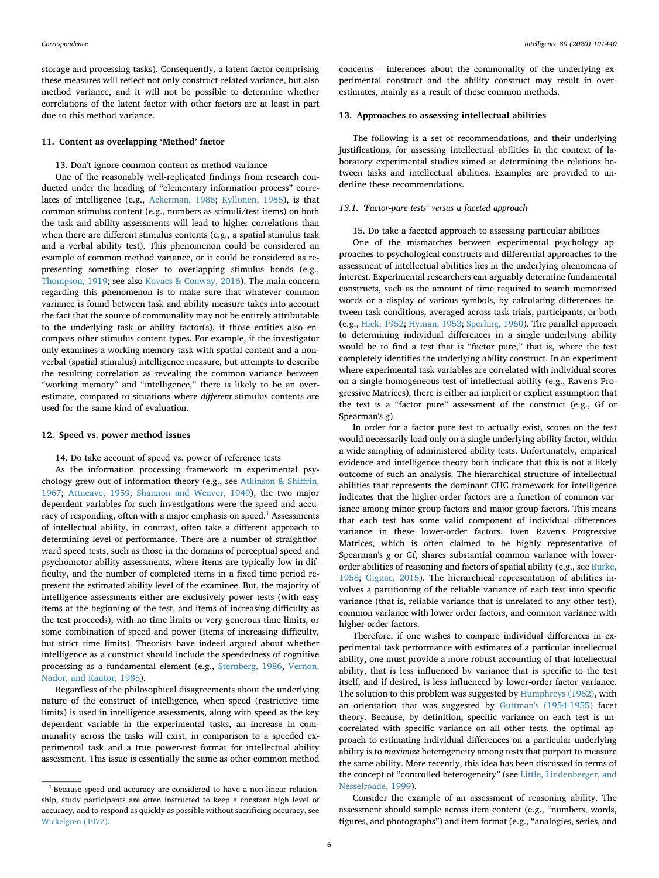storage and processing tasks). Consequently, a latent factor comprising these measures will reflect not only construct-related variance, but also method variance, and it will not be possible to determine whether correlations of the latent factor with other factors are at least in part due to this method variance.

## 11. Content as overlapping 'Method' factor

13. Don't ignore common content as method variance

One of the reasonably well-replicated findings from research conducted under the heading of "elementary information process" correlates of intelligence (e.g., Ackerman, 1986; Kyllonen, 1985), is that common stimulus content (e.g., numbers as stimuli/test items) on both the task and ability assessments will lead to higher correlations than when there are different stimulus contents (e.g., a spatial stimulus task and a verbal ability test). This phenomenon could be considered an example of common method variance, or it could be considered as representing something closer to overlapping stimulus bonds (e.g., Thompson, 1919; see also Kovacs & Conway, 2016). The main concern regarding this phenomenon is to make sure that whatever common variance is found between task and ability measure takes into account the fact that the source of communality may not be entirely attributable to the underlying task or ability factor(s), if those entities also encompass other stimulus content types. For example, if the investigator only examines a working memory task with spatial content and a nonverbal (spatial stimulus) intelligence measure, but attempts to describe the resulting correlation as revealing the common variance between "working memory" and "intelligence," there is likely to be an overestimate, compared to situations where *different* stimulus contents are used for the same kind of evaluation.

## 12. Speed vs. power method issues

14. Do take account of speed vs. power of reference tests

As the information processing framework in experimental psychology grew out of information theory (e.g., see Atkinson & Shiffrin, 1967; Attneave, 1959; Shannon and Weaver, 1949), the two major dependent variables for such investigations were the speed and accuracy of responding, often with a major emphasis on speed.[1] Assessments of intellectual ability, in contrast, often take a different approach to determining level of performance. There are a number of straightforward speed tests, such as those in the domains of perceptual speed and psychomotor ability assessments, where items are typically low in difficulty, and the number of completed items in a fixed time period represent the estimated ability level of the examinee. But, the majority of intelligence assessments either are exclusively power tests (with easy items at the beginning of the test, and items of increasing difficulty as the test proceeds), with no time limits or very generous time limits, or some combination of speed and power (items of increasing difficulty, but strict time limits). Theorists have indeed argued about whether intelligence as a construct should include the speededness of cognitive processing as a fundamental element (e.g., Sternberg, 1986, Vernon, Nador, and Kantor, 1985).

Regardless of the philosophical disagreements about the underlying nature of the construct of intelligence, when speed (restrictive time limits) is used in intelligence assessments, along with speed as the key dependent variable in the experimental tasks, an increase in communality across the tasks will exist, in comparison to a speeded experimental task and a true power-test format for intellectual ability assessment. This issue is essentially the same as other common method concerns – inferences about the commonality of the underlying experimental construct and the ability construct may result in overestimates, mainly as a result of these common methods.

[1] Because speed and accuracy are considered to have a non-linear relationship, study participants are often instructed to keep a constant high level of accuracy, and to respond as quickly as possible without sacrificing accuracy, see Wickelgren (1977).

## 13. Approaches to assessing intellectual abilities

The following is a set of recommendations, and their underlying justifications, for assessing intellectual abilities in the context of laboratory experimental studies aimed at determining the relations between tasks and intellectual abilities. Examples are provided to underline these recommendations.

### 13.1. 'Factor-pure tests' versus a faceted approach

15. Do take a faceted approach to assessing particular abilities

One of the mismatches between experimental psychology approaches to psychological constructs and differential approaches to the assessment of intellectual abilities lies in the underlying phenomena of interest. Experimental researchers can arguably determine fundamental constructs, such as the amount of time required to search memorized words or a display of various symbols, by calculating differences between task conditions, averaged across task trials, participants, or both (e.g., Hick, 1952; Hyman, 1953; Sperling, 1960). The parallel approach to determining individual differences in a single underlying ability would be to find a test that is "factor pure," that is, where the test completely identifies the underlying ability construct. In an experiment where experimental task variables are correlated with individual scores on a single homogeneous test of intellectual ability (e.g., Raven's Progressive Matrices), there is either an implicit or explicit assumption that the test is a "factor pure" assessment of the construct (e.g., Gf or Spearman's *g*).

In order for a factor pure test to actually exist, scores on the test would necessarily load only on a single underlying ability factor, within a wide sampling of administered ability tests. Unfortunately, empirical evidence and intelligence theory both indicate that this is not a likely outcome of such an analysis. The hierarchical structure of intellectual abilities that represents the dominant CHC framework for intelligence indicates that the higher-order factors are a function of common variance among minor group factors and major group factors. This means that each test has some valid component of individual differences variance in these lower-order factors. Even Raven's Progressive Matrices, which is often claimed to be highly representative of Spearman's *g* or Gf, shares substantial common variance with lower-order abilities of reasoning and factors of spatial ability (e.g., see Burke, 1958; Gignac, 2015). The hierarchical representation of abilities involves a partitioning of the reliable variance of each test into specific variance (that is, reliable variance that is unrelated to any other test), common variance with lower order factors, and common variance with higher-order factors.

Therefore, if one wishes to compare individual differences in experimental task performance with estimates of a particular intellectual ability, one must provide a more robust accounting of that intellectual ability, that is less influenced by variance that is specific to the test itself, and if desired, is less influenced by lower-order factor variance. The solution to this problem was suggested by Humphreys (1962), with an orientation that was suggested by Guttman's (1954-1955) facet theory. Because, by definition, specific variance on each test is uncorrelated with specific variance on all other tests, the optimal approach to estimating individual differences on a particular underlying ability is to *maximize* heterogeneity among tests that purport to measure the same ability. More recently, this idea has been discussed in terms of the concept of "controlled heterogeneity" (see Little, Lindenberger, and Nesselroade, 1999).

Consider the example of an assessment of reasoning ability. The assessment should sample across item content (e.g., "numbers, words, figures, and photographs") and item format (e.g., "analogies, series, and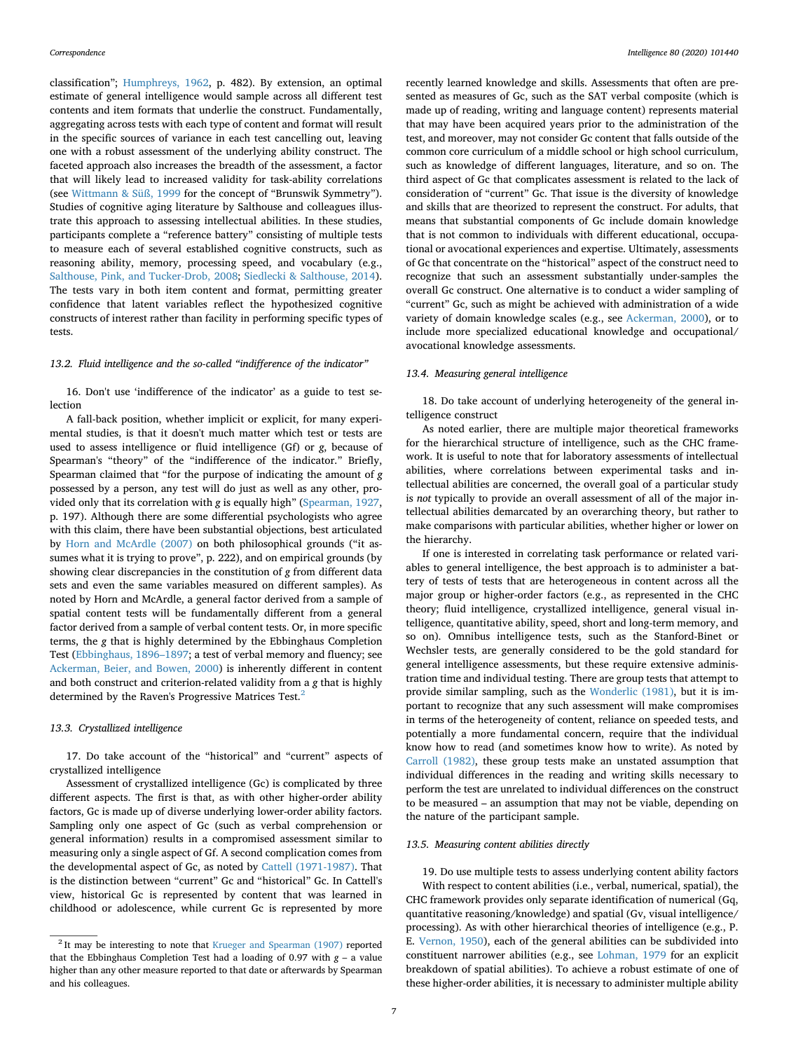classification"; Humphreys, 1962, p. 482). By extension, an optimal estimate of general intelligence would sample across all different test contents and item formats that underlie the construct. Fundamentally, aggregating across tests with each type of content and format will result in the specific sources of variance in each test cancelling out, leaving one with a robust assessment of the underlying ability construct. The faceted approach also increases the breadth of the assessment, a factor that will likely lead to increased validity for task-ability correlations (see Wittmann & Süß, 1999 for the concept of "Brunswik Symmetry"). Studies of cognitive aging literature by Salthouse and colleagues illustrate this approach to assessing intellectual abilities. In these studies, participants complete a "reference battery" consisting of multiple tests to measure each of several established cognitive constructs, such as reasoning ability, memory, processing speed, and vocabulary (e.g., Salthouse, Pink, and Tucker-Drob, 2008; Siedlecki & Salthouse, 2014). The tests vary in both item content and format, permitting greater confidence that latent variables reflect the hypothesized cognitive constructs of interest rather than facility in performing specific types of tests.

### 13.2. Fluid intelligence and the so-called "indifference of the indicator"

16. Don't use 'indifference of the indicator' as a guide to test selection

A fall-back position, whether implicit or explicit, for many experimental studies, is that it doesn't much matter which test or tests are used to assess intelligence or fluid intelligence (Gf) or *g*, because of Spearman's "theory" of the "indifference of the indicator." Briefly, Spearman claimed that "for the purpose of indicating the amount of *g* possessed by a person, any test will do just as well as any other, provided only that its correlation with *g* is equally high" (Spearman, 1927, p. 197). Although there are some differential psychologists who agree with this claim, there have been substantial objections, best articulated by Horn and McArdle (2007) on both philosophical grounds ("it assumes what it is trying to prove", p. 222), and on empirical grounds (by showing clear discrepancies in the constitution of *g* from different data sets and even the same variables measured on different samples). As noted by Horn and McArdle, a general factor derived from a sample of spatial content tests will be fundamentally different from a general factor derived from a sample of verbal content tests. Or, in more specific terms, the *g* that is highly determined by the Ebbinghaus Completion Test (Ebbinghaus, 1896–1897; a test of verbal memory and fluency; see Ackerman, Beier, and Bowen, 2000) is inherently different in content and both construct and criterion-related validity from a *g* that is highly determined by the Raven's Progressive Matrices Test.[2]

### 13.3. Crystallized intelligence

17. Do take account of the "historical" and "current" aspects of crystallized intelligence

Assessment of crystallized intelligence (Gc) is complicated by three different aspects. The first is that, as with other higher-order ability factors, Gc is made up of diverse underlying lower-order ability factors. Sampling only one aspect of Gc (such as verbal comprehension or general information) results in a compromised assessment similar to measuring only a single aspect of Gf. A second complication comes from the developmental aspect of Gc, as noted by Cattell (1971-1987). That is the distinction between "current" Gc and "historical" Gc. In Cattell's view, historical Gc is represented by content that was learned in childhood or adolescence, while current Gc is represented by more recently learned knowledge and skills. Assessments that often are presented as measures of Gc, such as the SAT verbal composite (which is made up of reading, writing and language content) represents material that may have been acquired years prior to the administration of the test, and moreover, may not consider Gc content that falls outside of the common core curriculum of a middle school or high school curriculum, such as knowledge of different languages, literature, and so on. The third aspect of Gc that complicates assessment is related to the lack of consideration of "current" Gc. That issue is the diversity of knowledge and skills that are theorized to represent the construct. For adults, that means that substantial components of Gc include domain knowledge that is not common to individuals with different educational, occupational or avocational experiences and expertise. Ultimately, assessments of Gc that concentrate on the "historical" aspect of the construct need to recognize that such an assessment substantially under-samples the overall Gc construct. One alternative is to conduct a wider sampling of "current" Gc, such as might be achieved with administration of a wide variety of domain knowledge scales (e.g., see Ackerman, 2000), or to include more specialized educational knowledge and occupational/avocational knowledge assessments.

### 13.4. Measuring general intelligence

18. Do take account of underlying heterogeneity of the general intelligence construct

As noted earlier, there are multiple major theoretical frameworks for the hierarchical structure of intelligence, such as the CHC framework. It is useful to note that for laboratory assessments of intellectual abilities, where correlations between experimental tasks and intellectual abilities are concerned, the overall goal of a particular study is *not* typically to provide an overall assessment of all of the major intellectual abilities demarcated by an overarching theory, but rather to make comparisons with particular abilities, whether higher or lower on the hierarchy.

If one is interested in correlating task performance or related variables to general intelligence, the best approach is to administer a battery of tests of tests that are heterogeneous in content across all the major group or higher-order factors (e.g., as represented in the CHC theory; fluid intelligence, crystallized intelligence, general visual intelligence, quantitative ability, speed, short and long-term memory, and so on). Omnibus intelligence tests, such as the Stanford-Binet or Wechsler tests, are generally considered to be the gold standard for general intelligence assessments, but these require extensive administration time and individual testing. There are group tests that attempt to provide similar sampling, such as the Wonderlic (1981), but it is important to recognize that any such assessment will make compromises in terms of the heterogeneity of content, reliance on speeded tests, and potentially a more fundamental concern, require that the individual know how to read (and sometimes know how to write). As noted by Carroll (1982), these group tests make an unstated assumption that individual differences in the reading and writing skills necessary to perform the test are unrelated to individual differences on the construct to be measured – an assumption that may not be viable, depending on the nature of the participant sample.

### 13.5. Measuring content abilities directly

19. Do use multiple tests to assess underlying content ability factors

With respect to content abilities (i.e., verbal, numerical, spatial), the CHC framework provides only separate identification of numerical (Gq, quantitative reasoning/knowledge) and spatial (Gv, visual intelligence/processing). As with other hierarchical theories of intelligence (e.g., P. E. Vernon, 1950), each of the general abilities can be subdivided into constituent narrower abilities (e.g., see Lohman, 1979 for an explicit breakdown of spatial abilities). To achieve a robust estimate of one of these higher-order abilities, it is necessary to administer multiple ability

[2] It may be interesting to note that Krueger and Spearman (1907) reported that the Ebbinghaus Completion Test had a loading of 0.97 with *g* – a value higher than any other measure reported to that date or afterwards by Spearman and his colleagues.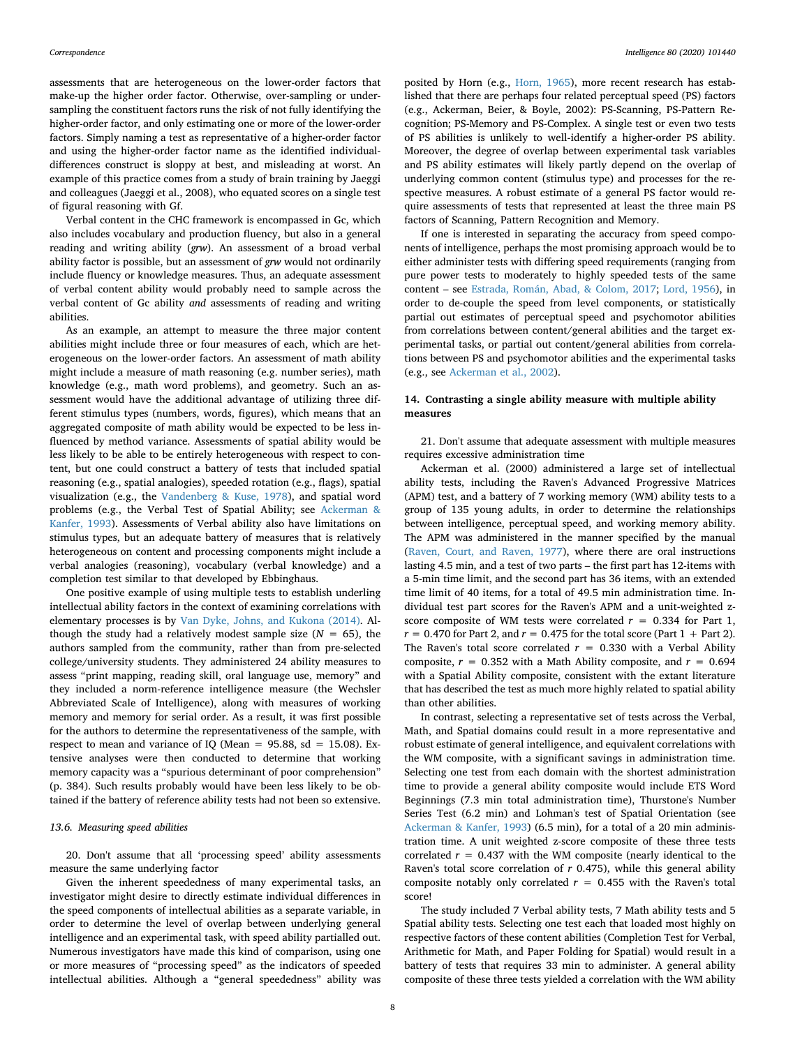assessments that are heterogeneous on the lower-order factors that make-up the higher order factor. Otherwise, over-sampling or under-sampling the constituent factors runs the risk of not fully identifying the higher-order factor, and only estimating one or more of the lower-order factors. Simply naming a test as representative of a higher-order factor and using the higher-order factor name as the identified individual-differences construct is sloppy at best, and misleading at worst. An example of this practice comes from a study of brain training by Jaeggi and colleagues (Jaeggi et al., 2008), who equated scores on a single test of figural reasoning with Gf.

Verbal content in the CHC framework is encompassed in Gc, which also includes vocabulary and production fluency, but also in a general reading and writing ability (*grw*). An assessment of a broad verbal ability factor is possible, but an assessment of *grw* would not ordinarily include fluency or knowledge measures. Thus, an adequate assessment of verbal content ability would probably need to sample across the verbal content of Gc ability *and* assessments of reading and writing abilities.

As an example, an attempt to measure the three major content abilities might include three or four measures of each, which are heterogeneous on the lower-order factors. An assessment of math ability might include a measure of math reasoning (e.g. number series), math knowledge (e.g., math word problems), and geometry. Such an assessment would have the additional advantage of utilizing three different stimulus types (numbers, words, figures), which means that an aggregated composite of math ability would be expected to be less influenced by method variance. Assessments of spatial ability would be less likely to be able to be entirely heterogeneous with respect to content, but one could construct a battery of tests that included spatial reasoning (e.g., spatial analogies), speeded rotation (e.g., flags), spatial visualization (e.g., the Vandenberg & Kuse, 1978), and spatial word problems (e.g., the Verbal Test of Spatial Ability; see Ackerman & Kanfer, 1993). Assessments of Verbal ability also have limitations on stimulus types, but an adequate battery of measures that is relatively heterogeneous on content and processing components might include a verbal analogies (reasoning), vocabulary (verbal knowledge) and a completion test similar to that developed by Ebbinghaus.

One positive example of using multiple tests to establish underling intellectual ability factors in the context of examining correlations with elementary processes is by Van Dyke, Johns, and Kukona (2014). Although the study had a relatively modest sample size ($N = 65$), the authors sampled from the community, rather than from pre-selected college/university students. They administered 24 ability measures to assess "print mapping, reading skill, oral language use, memory" and they included a norm-reference intelligence measure (the Wechsler Abbreviated Scale of Intelligence), along with measures of working memory and memory for serial order. As a result, it was first possible for the authors to determine the representativeness of the sample, with respect to mean and variance of IQ (Mean = 95.88, sd = 15.08). Extensive analyses were then conducted to determine that working memory capacity was a "spurious determinant of poor comprehension" (p. 384). Such results probably would have been less likely to be obtained if the battery of reference ability tests had not been so extensive.

### 13.6. Measuring speed abilities

20. Don't assume that all 'processing speed' ability assessments measure the same underlying factor

Given the inherent speededness of many experimental tasks, an investigator might desire to directly estimate individual differences in the speed components of intellectual abilities as a separate variable, in order to determine the level of overlap between underlying general intelligence and an experimental task, with speed ability partialled out. Numerous investigators have made this kind of comparison, using one or more measures of "processing speed" as the indicators of speeded intellectual abilities. Although a "general speededness" ability was posited by Horn (e.g., Horn, 1965), more recent research has established that there are perhaps four related perceptual speed (PS) factors (e.g., Ackerman, Beier, & Boyle, 2002): PS-Scanning, PS-Pattern Recognition; PS-Memory and PS-Complex. A single test or even two tests of PS abilities is unlikely to well-identify a higher-order PS ability. Moreover, the degree of overlap between experimental task variables and PS ability estimates will likely partly depend on the overlap of underlying common content (stimulus type) and processes for the respective measures. A robust estimate of a general PS factor would require assessments of tests that represented at least the three main PS factors of Scanning, Pattern Recognition and Memory.

If one is interested in separating the accuracy from speed components of intelligence, perhaps the most promising approach would be to either administer tests with differing speed requirements (ranging from pure power tests to moderately to highly speeded tests of the same content – see Estrada, Román, Abad, & Colom, 2017; Lord, 1956), in order to de-couple the speed from level components, or statistically partial out estimates of perceptual speed and psychomotor abilities from correlations between content/general abilities and the target experimental tasks, or partial out content/general abilities from correlations between PS and psychomotor abilities and the experimental tasks (e.g., see Ackerman et al., 2002).

## 14. Contrasting a single ability measure with multiple ability measures

21. Don't assume that adequate assessment with multiple measures requires excessive administration time

Ackerman et al. (2000) administered a large set of intellectual ability tests, including the Raven's Advanced Progressive Matrices (APM) test, and a battery of 7 working memory (WM) ability tests to a group of 135 young adults, in order to determine the relationships between intelligence, perceptual speed, and working memory ability. The APM was administered in the manner specified by the manual (Raven, Court, and Raven, 1977), where there are oral instructions lasting 4.5 min, and a test of two parts – the first part has 12-items with a 5-min time limit, and the second part has 36 items, with an extended time limit of 40 items, for a total of 49.5 min administration time. Individual test part scores for the Raven's APM and a unit-weighted z-score composite of WM tests were correlated $r = 0.334$ for Part 1, $r = 0.470$ for Part 2, and $r = 0.475$ for the total score (Part 1 + Part 2). The Raven's total score correlated $r = 0.330$ with a Verbal Ability composite, $r = 0.352$ with a Math Ability composite, and $r = 0.694$ with a Spatial Ability composite, consistent with the extant literature that has described the test as much more highly related to spatial ability than other abilities.

In contrast, selecting a representative set of tests across the Verbal, Math, and Spatial domains could result in a more representative and robust estimate of general intelligence, and equivalent correlations with the WM composite, with a significant savings in administration time. Selecting one test from each domain with the shortest administration time to provide a general ability composite would include ETS Word Beginnings (7.3 min total administration time), Thurstone's Number Series Test (6.2 min) and Lohman's test of Spatial Orientation (see Ackerman & Kanfer, 1993) (6.5 min), for a total of a 20 min administration time. A unit weighted z-score composite of these three tests correlated $r = 0.437$ with the WM composite (nearly identical to the Raven's total score correlation of $r$ 0.475), while this general ability composite notably only correlated $r = 0.455$ with the Raven's total score!

The study included 7 Verbal ability tests, 7 Math ability tests and 5 Spatial ability tests. Selecting one test each that loaded most highly on respective factors of these content abilities (Completion Test for Verbal, Arithmetic for Math, and Paper Folding for Spatial) would result in a battery of tests that requires 33 min to administer. A general ability composite of these three tests yielded a correlation with the WM ability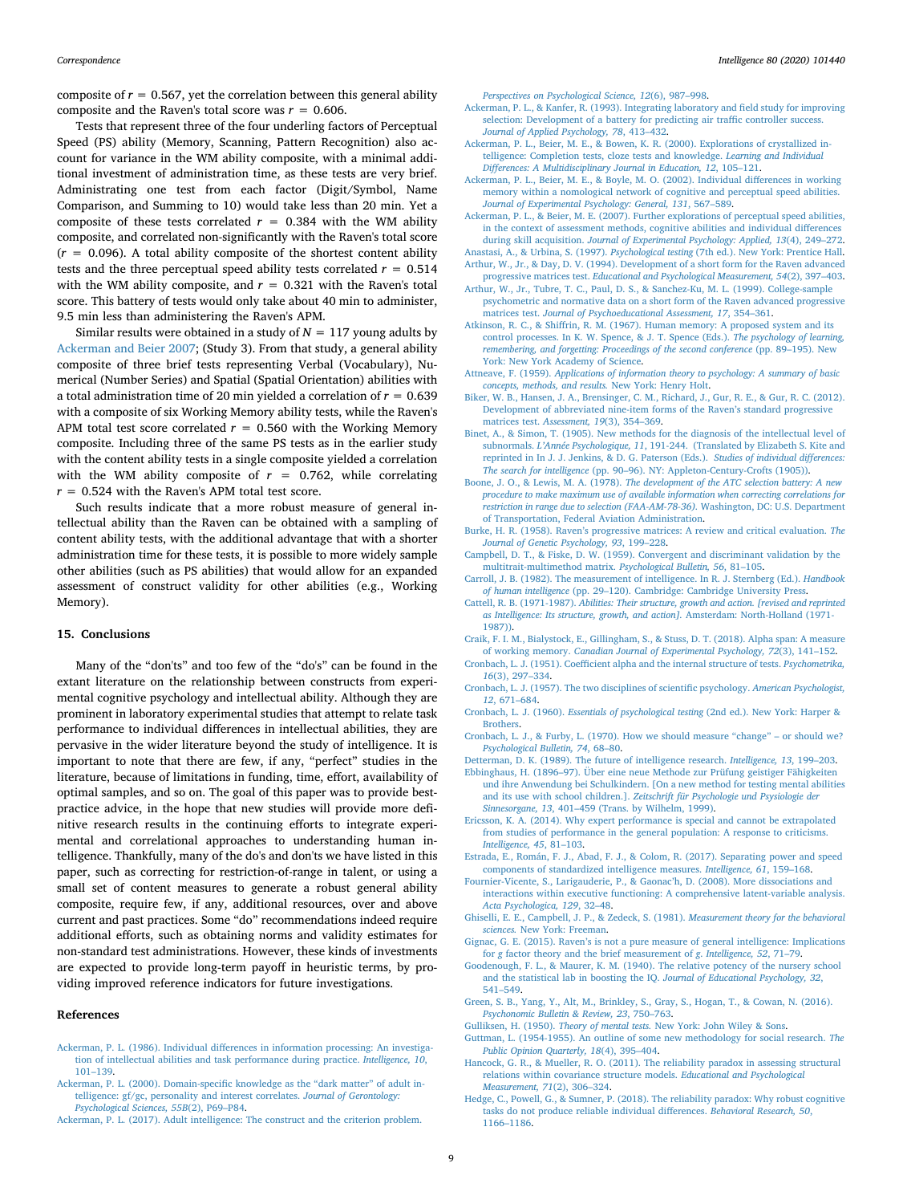composite of $r = 0.567$, yet the correlation between this general ability composite and the Raven's total score was $r = 0.606$.

Tests that represent three of the four underling factors of Perceptual Speed (PS) ability (Memory, Scanning, Pattern Recognition) also account for variance in the WM ability composite, with a minimal additional investment of administration time, as these tests are very brief. Administrating one test from each factor (Digit/Symbol, Name Comparison, and Summing to 10) would take less than 20 min. Yet a composite of these tests correlated $r = 0.384$ with the WM ability composite, and correlated non-significantly with the Raven's total score ($r = 0.096$). A total ability composite of the shortest content ability tests and the three perceptual speed ability tests correlated $r = 0.514$ with the WM ability composite, and $r = 0.321$ with the Raven's total score. This battery of tests would only take about 40 min to administer, 9.5 min less than administering the Raven's APM.

Similar results were obtained in a study of $N = 117$ young adults by Ackerman and Beier 2007; (Study 3). From that study, a general ability composite of three brief tests representing Verbal (Vocabulary), Numerical (Number Series) and Spatial (Spatial Orientation) abilities with a total administration time of 20 min yielded a correlation of $r = 0.639$ with a composite of six Working Memory ability tests, while the Raven's APM total test score correlated $r = 0.560$ with the Working Memory composite. Including three of the same PS tests as in the earlier study with the content ability tests in a single composite yielded a correlation with the WM ability composite of $r = 0.762$, while correlating $r = 0.524$ with the Raven's APM total test score.

Such results indicate that a more robust measure of general intellectual ability than the Raven can be obtained with a sampling of content ability tests, with the additional advantage that with a shorter administration time for these tests, it is possible to more widely sample other abilities (such as PS abilities) that would allow for an expanded assessment of construct validity for other abilities (e.g., Working Memory).

## 15. Conclusions

Many of the "don'ts" and too few of the "do's" can be found in the extant literature on the relationship between constructs from experimental cognitive psychology and intellectual ability. Although they are prominent in laboratory experimental studies that attempt to relate task performance to individual differences in intellectual abilities, they are pervasive in the wider literature beyond the study of intelligence. It is important to note that there are few, if any, "perfect" studies in the literature, because of limitations in funding, time, effort, availability of optimal samples, and so on. The goal of this paper was to provide best-practice advice, in the hope that new studies will provide more definitive research results in the continuing efforts to integrate experimental and correlational approaches to understanding human intelligence. Thankfully, many of the do's and don'ts we have listed in this paper, such as correcting for restriction-of-range in talent, or using a small set of content measures to generate a robust general ability composite, require few, if any, additional resources, over and above current and past practices. Some "do" recommendations indeed require additional efforts, such as obtaining norms and validity estimates for non-standard test administrations. However, these kinds of investments are expected to provide long-term payoff in heuristic terms, by providing improved reference indicators for future investigations.

## References

Ackerman, P. L. (1986). Individual differences in information processing: An investigation of intellectual abilities and task performance during practice. *Intelligence, 10*, 101–139.

Ackerman, P. L. (2000). Domain-specific knowledge as the "dark matter" of adult intelligence: gf/gc, personality and interest correlates. *Journal of Gerontology: Psychological Sciences, 55B*(2), P69–P84.

Ackerman, P. L. (2017). Adult intelligence: The construct and the criterion problem. *Perspectives on Psychological Science, 12*(6), 987–998.

Ackerman, P. L., & Kanfer, R. (1993). Integrating laboratory and field study for improving selection: Development of a battery for predicting air traffic controller success. *Journal of Applied Psychology, 78*, 413–432.

Ackerman, P. L., Beier, M. E., & Bowen, K. R. (2000). Explorations of crystallized intelligence: Completion tests, cloze tests and knowledge. *Learning and Individual Differences: A Multidisciplinary Journal in Education, 12*, 105–121.

Ackerman, P. L., Beier, M. E., & Boyle, M. O. (2002). Individual differences in working memory within a nomological network of cognitive and perceptual speed abilities. *Journal of Experimental Psychology: General, 131*, 567–589.

Ackerman, P. L., & Beier, M. E. (2007). Further explorations of perceptual speed abilities, in the context of assessment methods, cognitive abilities and individual differences during skill acquisition. *Journal of Experimental Psychology: Applied, 13*(4), 249–272.

Anastasi, A., & Urbina, S. (1997). *Psychological testing* (7th ed.). New York: Prentice Hall.

Arthur, W., Jr., & Day, D. V. (1994). Development of a short form for the Raven advanced progressive matrices test. *Educational and Psychological Measurement, 54*(2), 397–403.

Arthur, W., Jr., Tubre, T. C., Paul, D. S., & Sanchez-Ku, M. L. (1999). College-sample psychometric and normative data on a short form of the Raven advanced progressive matrices test. *Journal of Psychoeducational Assessment, 17*, 354–361.

Atkinson, R. C., & Shiffrin, R. M. (1967). Human memory: A proposed system and its control processes. In K. W. Spence, & J. T. Spence (Eds.). *The psychology of learning, remembering, and forgetting: Proceedings of the second conference* (pp. 89–195). New York: New York Academy of Science.

Attneave, F. (1959). *Applications of information theory to psychology: A summary of basic concepts, methods, and results.* New York: Henry Holt.

Biker, W. B., Hansen, J. A., Brensinger, C. M., Richard, J., Gur, R. E., & Gur, R. C. (2012). Development of abbreviated nine-item forms of the Raven's standard progressive matrices test. *Assessment, 19*(3), 354–369.

Binet, A., & Simon, T. (1905). New methods for the diagnosis of the intellectual level of subnormals. *L'Année Psychologique, 11*, 191-244. (Translated by Elizabeth S. Kite and reprinted in In J. J. Jenkins, & D. G. Paterson (Eds.). *Studies of individual differences: The search for intelligence* (pp. 90–96). NY: Appleton-Century-Crofts (1905)).

Boone, J. O., & Lewis, M. A. (1978). *The development of the ATC selection battery: A new procedure to make maximum use of available information when correcting correlations for restriction in range due to selection (FAA-AM-78-36).* Washington, DC: U.S. Department of Transportation, Federal Aviation Administration.

Burke, H. R. (1958). Raven's progressive matrices: A review and critical evaluation. *The Journal of Genetic Psychology, 93*, 199–228.

Campbell, D. T., & Fiske, D. W. (1959). Convergent and discriminant validation by the multitrait-multimethod matrix. *Psychological Bulletin, 56*, 81–105.

Carroll, J. B. (1982). The measurement of intelligence. In R. J. Sternberg (Ed.). *Handbook of human intelligence* (pp. 29–120). Cambridge: Cambridge University Press.

Cattell, R. B. (1971-1987). *Abilities: Their structure, growth and action. [revised and reprinted as Intelligence: Its structure, growth, and action].* Amsterdam: North-Holland (1971-1987)).

Craik, F. I. M., Bialystock, E., Gillingham, S., & Stuss, D. T. (2018). Alpha span: A measure of working memory. *Canadian Journal of Experimental Psychology, 72*(3), 141–152.

Cronbach, L. J. (1951). Coefficient alpha and the internal structure of tests. *Psychometrika, 16*(3), 297–334.

Cronbach, L. J. (1957). The two disciplines of scientific psychology. *American Psychologist, 12*, 671–684.

Cronbach, L. J. (1960). *Essentials of psychological testing* (2nd ed.). New York: Harper & Brothers.

Cronbach, L. J., & Furby, L. (1970). How we should measure "change" – or should we? *Psychological Bulletin, 74*, 68–80.

Detterman, D. K. (1989). The future of intelligence research. *Intelligence, 13*, 199–203.

Ebbinghaus, H. (1896–97). Über eine neue Methode zur Prüfung geistiger Fähigkeiten und ihre Anwendung bei Schulkindern. [On a new method for testing mental abilities and its use with school children.]. *Zeitschrift für Psychologie und Psysiologie der Sinnesorgane, 13*, 401–459 (Trans. by Wilhelm, 1999).

Ericsson, K. A. (2014). Why expert performance is special and cannot be extrapolated from studies of performance in the general population: A response to criticisms. *Intelligence, 45*, 81–103.

Estrada, E., Román, F. J., Abad, F. J., & Colom, R. (2017). Separating power and speed components of standardized intelligence measures. *Intelligence, 61*, 159–168.

Fournier-Vicente, S., Larigauderie, P., & Gaonac'h, D. (2008). More dissociations and interactions within executive functioning: A comprehensive latent-variable analysis. *Acta Psychologica, 129*, 32–48.

Ghiselli, E. E., Campbell, J. P., & Zedeck, S. (1981). *Measurement theory for the behavioral sciences.* New York: Freeman.

Gignac, G. E. (2015). Raven's is not a pure measure of general intelligence: Implications for *g* factor theory and the brief measurement of *g*. *Intelligence, 52*, 71–79.

Goodenough, F. L., & Maurer, K. M. (1940). The relative potency of the nursery school and the statistical lab in boosting the IQ. *Journal of Educational Psychology, 32*, 541–549.

Green, S. B., Yang, Y., Alt, M., Brinkley, S., Gray, S., Hogan, T., & Cowan, N. (2016). *Psychonomic Bulletin & Review, 23*, 750–763.

Gulliksen, H. (1950). *Theory of mental tests.* New York: John Wiley & Sons.

Guttman, L. (1954-1955). An outline of some new methodology for social research. *The Public Opinion Quarterly, 18*(4), 395–404.

Hancock, G. R., & Mueller, R. O. (2011). The reliability paradox in assessing structural relations within covariance structure models. *Educational and Psychological Measurement, 71*(2), 306–324.

Hedge, C., Powell, G., & Sumner, P. (2018). The reliability paradox: Why robust cognitive tasks do not produce reliable individual differences. *Behavioral Research, 50*, 1166–1186.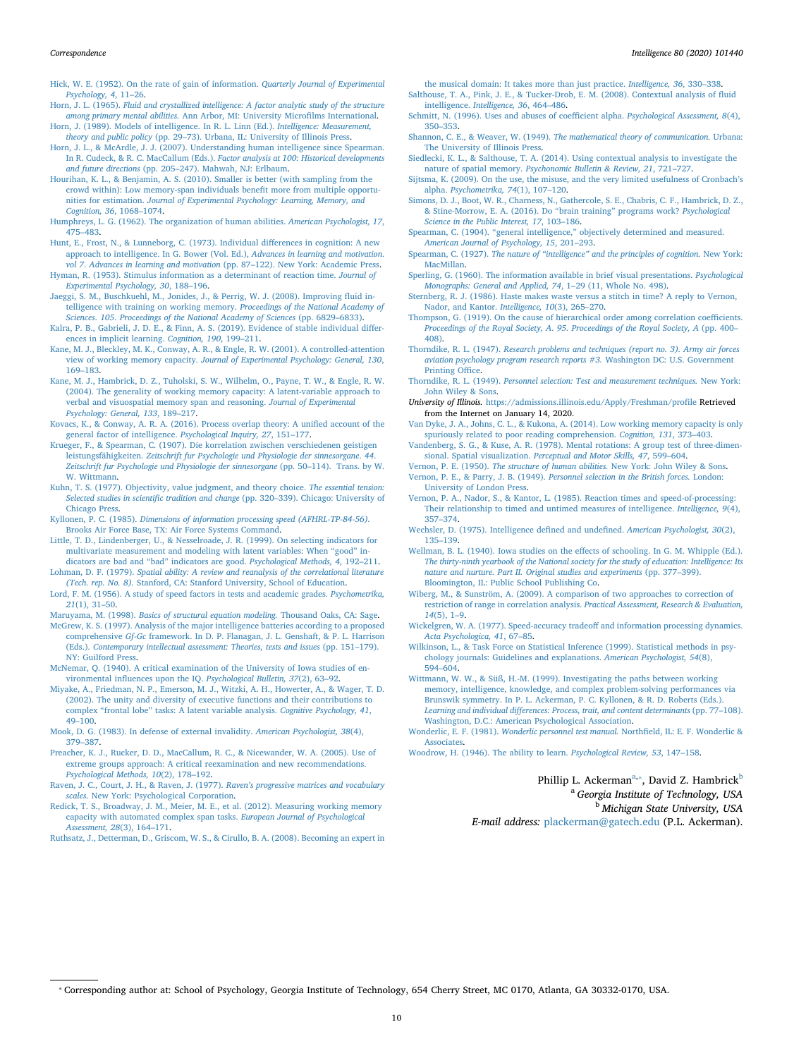Hick, W. E. (1952). On the rate of gain of information. *Quarterly Journal of Experimental Psychology, 4*, 11–26.

Horn, J. L. (1965). *Fluid and crystallized intelligence: A factor analytic study of the structure among primary mental abilities.* Ann Arbor, MI: University Microfilms International.

Horn, J. (1989). Models of intelligence. In R. L. Linn (Ed.). *Intelligence: Measurement, theory and public policy* (pp. 29–73). Urbana, IL: University of Illinois Press.

Horn, J. L., & McArdle, J. J. (2007). Understanding human intelligence since Spearman. In R. Cudeck, & R. C. MacCallum (Eds.). *Factor analysis at 100: Historical developments and future directions* (pp. 205–247). Mahwah, NJ: Erlbaum.

Hourihan, K. L., & Benjamin, A. S. (2010). Smaller is better (when sampling from the crowd within): Low memory-span individuals benefit more from multiple opportunities for estimation. *Journal of Experimental Psychology: Learning, Memory, and Cognition, 36*, 1068–1074.

Humphreys, L. G. (1962). The organization of human abilities. *American Psychologist, 17*, 475–483.

Hunt, E., Frost, N., & Lunneborg, C. (1973). Individual differences in cognition: A new approach to intelligence. In G. Bower (Vol. Ed.), *Advances in learning and motivation. vol 7. Advances in learning and motivation* (pp. 87–122). New York: Academic Press.

Hyman, R. (1953). Stimulus information as a determinant of reaction time. *Journal of Experimental Psychology, 30*, 188–196.

Jaeggi, S. M., Buschkuehl, M., Jonides, J., & Perrig, W. J. (2008). Improving fluid intelligence with training on working memory. *Proceedings of the National Academy of Sciences. 105. Proceedings of the National Academy of Sciences* (pp. 6829–6833).

Kalra, P. B., Gabrieli, J. D. E., & Finn, A. S. (2019). Evidence of stable individual differences in implicit learning. *Cognition, 190*, 199–211.

Kane, M. J., Bleckley, M. K., Conway, A. R., & Engle, R. W. (2001). A controlled-attention view of working memory capacity. *Journal of Experimental Psychology: General, 130*, 169–183.

Kane, M. J., Hambrick, D. Z., Tuholski, S. W., Wilhelm, O., Payne, T. W., & Engle, R. W. (2004). The generality of working memory capacity: A latent-variable approach to verbal and visuospatial memory span and reasoning. *Journal of Experimental Psychology: General, 133*, 189–217.

Kovacs, K., & Conway, A. R. A. (2016). Process overlap theory: A unified account of the general factor of intelligence. *Psychological Inquiry, 27*, 151–177.

Krueger, F., & Spearman, C. (1907). Die korrelation zwischen verschiedenen geistigen leistungsfähigkeiten. *Zeitschrift fur Zeitschrift für Psychologie und Physiologie der sinnesorgane. 44. Zeitschrift für Psychologie und Physiologie der sinnesorgane* (pp. 50–114). Trans. by W. W. Wittmann.

Kuhn, T. S. (1977). Objectivity, value judgment, and theory choice. *The essential tension: Selected studies in scientific tradition and change* (pp. 320–339). Chicago: University of Chicago Press.

Kyllonen, P. C. (1985). *Dimensions of information processing speed (AFHRL-TP-84-56).* Brooks Air Force Base, TX: Air Force Systems Command.

Little, T. D., Lindenberger, U., & Nesselroade, J. R. (1999). On selecting indicators for multivariate measurement and modeling with latent variables: When "good" indicators are bad and "bad" indicators are good. *Psychological Methods, 4*, 192–211.

Lohman, D. F. (1979). *Spatial ability: A review and reanalysis of the correlational literature (Tech. rep. No. 8).* Stanford, CA: Stanford University, School of Education.

Lord, F. M. (1956). A study of speed factors in tests and academic grades. *Psychometrika, 21*(1), 31–50.

Maruyama, M. (1998). *Basics of structural equation modeling.* Thousand Oaks, CA: Sage.

McGrew, K. S. (1997). Analysis of the major intelligence batteries according to a proposed comprehensive *Gf-Gc* framework. In D. P. Flanagan, J. L. Genshaft, & P. L. Harrison (Eds.). *Contemporary intellectual assessment: Theories, tests and issues* (pp. 151–179). NY: Guilford Press.

McNemar, Q. (1940). A critical examination of the University of Iowa studies of environmental influences upon the IQ. *Psychological Bulletin, 37*(2), 63–92.

Miyake, A., Friedman, N. P., Emerson, M. J., Witzki, A. H., Howerter, A., & Wager, T. D. (2002). The unity and diversity of executive functions and their contributions to complex "frontal lobe" tasks: A latent variable analysis. *Cognitive Psychology, 41*, 49–100.

Mook, D. G. (1983). In defense of external invalidity. *American Psychologist, 38*(4), 379–387.

Preacher, K. J., Rucker, D. D., MacCallum, R. C., & Nicewander, W. A. (2005). Use of extreme groups approach: A critical reexamination and new recommendations. *Psychological Methods, 10*(2), 178–192.

Raven, J. C., Court, J. H., & Raven, J. (1977). *Raven's progressive matrices and vocabulary scales.* New York: Psychological Corporation.

Redick, T. S., Broadway, J. M., Meier, M. E., et al. (2012). Measuring working memory capacity with automated complex span tasks. *European Journal of Psychological Assessment, 28*(3), 164–171.

Ruthsatz, J., Detterman, D., Griscom, W. S., & Cirullo, B. A. (2008). Becoming an expert in the musical domain: It takes more than just practice. *Intelligence, 36*, 330–338.

Salthouse, T. A., Pink, J. E., & Tucker-Drob, E. M. (2008). Contextual analysis of fluid intelligence. *Intelligence, 36*, 464–486.

Schmitt, N. (1996). Uses and abuses of coefficient alpha. *Psychological Assessment, 8*(4), 350–353.

Shannon, C. E., & Weaver, W. (1949). *The mathematical theory of communication.* Urbana: The University of Illinois Press.

Siedlecki, K. L., & Salthouse, T. A. (2014). Using contextual analysis to investigate the nature of spatial memory. *Psychonomic Bulletin & Review, 21*, 721–727.

Sijtsma, K. (2009). On the use, the misuse, and the very limited usefulness of Cronbach's alpha. *Psychometrika, 74*(1), 107–120.

Simons, D. J., Boot, W. R., Charness, N., Gathercole, S. E., Chabris, C. F., Hambrick, D. Z., & Stine-Morrow, E. A. (2016). Do "brain training" programs work? *Psychological Science in the Public Interest, 17*, 103–186.

Spearman, C. (1904). "general intelligence," objectively determined and measured. *American Journal of Psychology, 15*, 201–293.

Spearman, C. (1927). *The nature of "intelligence" and the principles of cognition.* New York: MacMillan.

Sperling, G. (1960). The information available in brief visual presentations. *Psychological Monographs: General and Applied, 74*, 1–29 (11, Whole No. 498).

Sternberg, R. J. (1986). Haste makes waste versus a stitch in time? A reply to Vernon, Nador, and Kantor. *Intelligence, 10*(3), 265–270.

Thompson, G. (1919). On the cause of hierarchical order among correlation coefficients. *Proceedings of the Royal Society, A. 95. Proceedings of the Royal Society, A* (pp. 400–408).

Thorndike, R. L. (1947). *Research problems and techniques (report no. 3). Army air forces aviation psychology program research reports #3.* Washington DC: U.S. Government Printing Office.

Thorndike, R. L. (1949). *Personnel selection: Test and measurement techniques.* New York: John Wiley & Sons.

*University of Illinois.* https://admissions.illinois.edu/Apply/Freshman/profile Retrieved from the Internet on January 14, 2020.

Van Dyke, J. A., Johns, C. L., & Kukona, A. (2014). Low working memory capacity is only spuriously related to poor reading comprehension. *Cognition, 131*, 373–403.

Vandenberg, S. G., & Kuse, A. R. (1978). Mental rotations: A group test of three-dimensional. Spatial visualization. *Perceptual and Motor Skills, 47*, 599–604.

Vernon, P. E. (1950). *The structure of human abilities.* New York: John Wiley & Sons.

Vernon, P. E., & Parry, J. B. (1949). *Personnel selection in the British forces.* London: University of London Press.

Vernon, P. A., Nador, S., & Kantor, L. (1985). Reaction times and speed-of-processing: Their relationship to timed and untimed measures of intelligence. *Intelligence, 9*(4), 357–374.

Wechsler, D. (1975). Intelligence defined and undefined. *American Psychologist, 30*(2), 135–139.

Wellman, B. L. (1940). Iowa studies on the effects of schooling. In G. M. Whipple (Ed.). *The thirty-ninth yearbook of the National society for the study of education: Intelligence: Its nature and nurture. Part II. Original studies and experiments* (pp. 377–399). Bloomington, IL: Public School Publishing Co.

Wiberg, M., & Sunström, A. (2009). A comparison of two approaches to correction of restriction of range in correlation analysis. *Practical Assessment, Research & Evaluation, 14*(5), 1–9.

Wickelgren, W. A. (1977). Speed-accuracy tradeoff and information processing dynamics. *Acta Psychologica, 41*, 67–85.

Wilkinson, L., & Task Force on Statistical Inference (1999). Statistical methods in psychology journals: Guidelines and explanations. *American Psychologist, 54*(8), 594–604.

Wittmann, W. W., & Süß, H.-M. (1999). Investigating the paths between working memory, intelligence, knowledge, and complex problem-solving performances via Brunswik symmetry. In P. L. Ackerman, P. C. Kyllonen, & R. D. Roberts (Eds.). *Learning and individual differences: Process, trait, and content determinants* (pp. 77–108). Washington, D.C.: American Psychological Association.

Wonderlic, E. F. (1981). *Wonderlic personnel test manual.* Northfield, IL: E. F. Wonderlic & Associates.

Woodrow, H. (1946). The ability to learn. *Psychological Review, 53*, 147–158.

Phillip L. Ackerman[a,*], David Z. Hambrick[b]

[a] *Georgia Institute of Technology, USA*

[b] *Michigan State University, USA*

*E-mail address:* plackerman@gatech.edu (P.L. Ackerman).

[*] Corresponding author at: School of Psychology, Georgia Institute of Technology, 654 Cherry Street, MC 0170, Atlanta, GA 30332-0170, USA.